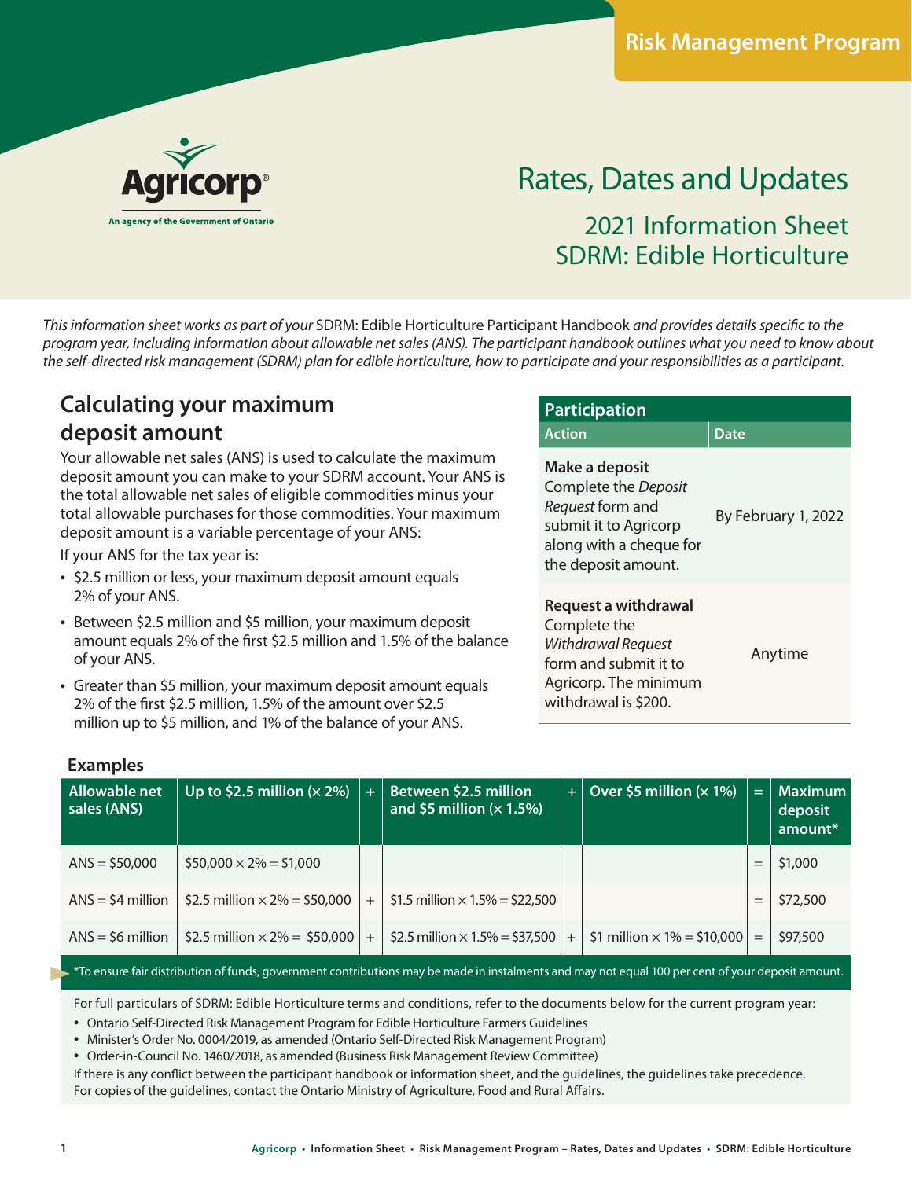Risk Management Program

Agricorp

An agency of the Government of Ontario

# Rates, Dates and Updates

## 2021 Information Sheet
## SDRM: Edible Horticulture

*This information sheet works as part of your* SDRM: Edible Horticulture Participant Handbook *and provides details specific to the program year, including information about allowable net sales (ANS). The participant handbook outlines what you need to know about the self-directed risk management (SDRM) plan for edible horticulture, how to participate and your responsibilities as a participant.*

## Calculating your maximum deposit amount

Your allowable net sales (ANS) is used to calculate the maximum deposit amount you can make to your SDRM account. Your ANS is the total allowable net sales of eligible commodities minus your total allowable purchases for those commodities. Your maximum deposit amount is a variable percentage of your ANS:

If your ANS for the tax year is:

- $2.5 million or less, your maximum deposit amount equals 2% of your ANS.
- Between $2.5 million and $5 million, your maximum deposit amount equals 2% of the first $2.5 million and 1.5% of the balance of your ANS.
- Greater than $5 million, your maximum deposit amount equals 2% of the first $2.5 million, 1.5% of the amount over $2.5 million up to $5 million, and 1% of the balance of your ANS.

### Participation

| Action | Date |
|---|---|
| **Make a deposit** Complete the *Deposit Request* form and submit it to Agricorp along with a cheque for the deposit amount. | By February 1, 2022 |
| **Request a withdrawal** Complete the *Withdrawal Request* form and submit it to Agricorp. The minimum withdrawal is $200. | Anytime |

### Examples

| Allowable net sales (ANS) | Up to $2.5 million (× 2%) | + | Between $2.5 million and $5 million (× 1.5%) | + | Over $5 million (× 1%) | = | Maximum deposit amount* |
|---|---|---|---|---|---|---|---|
| ANS = $50,000 | $50,000 × 2% = $1,000 | | | | | = | $1,000 |
| ANS = $4 million | $2.5 million × 2% = $50,000 | + | $1.5 million × 1.5% = $22,500 | | | = | $72,500 |
| ANS = $6 million | $2.5 million × 2% = $50,000 | + | $2.5 million × 1.5% = $37,500 | + | $1 million × 1% = $10,000 | = | $97,500 |

*To ensure fair distribution of funds, government contributions may be made in instalments and may not equal 100 per cent of your deposit amount.

For full particulars of SDRM: Edible Horticulture terms and conditions, refer to the documents below for the current program year:

- Ontario Self-Directed Risk Management Program for Edible Horticulture Farmers Guidelines
- Minister's Order No. 0004/2019, as amended (Ontario Self-Directed Risk Management Program)
- Order-in-Council No. 1460/2018, as amended (Business Risk Management Review Committee)

If there is any conflict between the participant handbook or information sheet, and the guidelines, the guidelines take precedence. For copies of the guidelines, contact the Ontario Ministry of Agriculture, Food and Rural Affairs.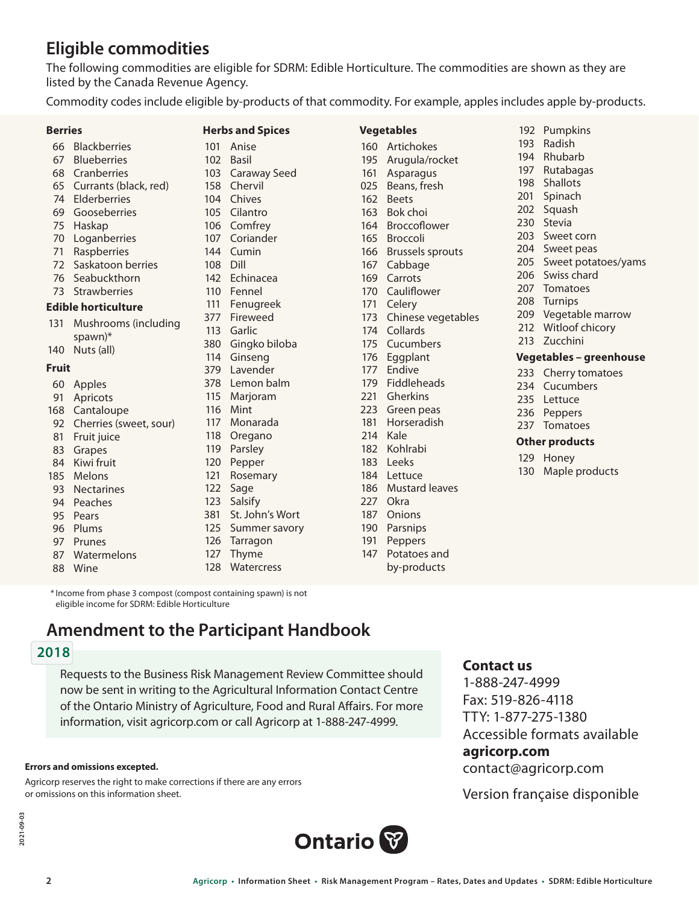## Eligible commodities

The following commodities are eligible for SDRM: Edible Horticulture. The commodities are shown as they are listed by the Canada Revenue Agency.

Commodity codes include eligible by-products of that commodity. For example, apples includes apple by-products.

**Berries**

- 66 Blackberries
- 67 Blueberries
- 68 Cranberries
- 65 Currants (black, red)
- 74 Elderberries
- 69 Gooseberries
- 75 Haskap
- 70 Loganberries
- 71 Raspberries
- 72 Saskatoon berries
- 76 Seabuckthorn
- 73 Strawberries

**Edible horticulture**

- 131 Mushrooms (including spawn)*
- 140 Nuts (all)

**Fruit**

- 60 Apples
- 91 Apricots
- 168 Cantaloupe
- 92 Cherries (sweet, sour)
- 81 Fruit juice
- 83 Grapes
- 84 Kiwi fruit
- 185 Melons
- 93 Nectarines
- 94 Peaches
- 95 Pears
- 96 Plums
- 97 Prunes
- 87 Watermelons
- 88 Wine

**Herbs and Spices**

- 101 Anise
- 102 Basil
- 103 Caraway Seed
- 158 Chervil
- 104 Chives
- 105 Cilantro
- 106 Comfrey
- 107 Coriander
- 144 Cumin
- 108 Dill
- 142 Echinacea
- 110 Fennel
- 111 Fenugreek
- 377 Fireweed
- 113 Garlic
- 380 Gingko biloba
- 114 Ginseng
- 379 Lavender
- 378 Lemon balm
- 115 Marjoram
- 116 Mint
- 117 Monarada
- 118 Oregano
- 119 Parsley
- 120 Pepper
- 121 Rosemary
- 122 Sage
- 123 Salsify
- 381 St. John's Wort
- 125 Summer savory
- 126 Tarragon
- 127 Thyme
- 128 Watercress

**Vegetables**

- 160 Artichokes
- 195 Arugula/rocket
- 161 Asparagus
- 025 Beans, fresh
- 162 Beets
- 163 Bok choi
- 164 Broccoflower
- 165 Broccoli
- 166 Brussels sprouts
- 167 Cabbage
- 169 Carrots
- 170 Cauliflower
- 171 Celery
- 173 Chinese vegetables
- 174 Collards
- 175 Cucumbers
- 176 Eggplant
- 177 Endive
- 179 Fiddleheads
- 221 Gherkins
- 223 Green peas
- 181 Horseradish
- 214 Kale
- 182 Kohlrabi
- 183 Leeks
- 184 Lettuce
- 186 Mustard leaves
- 227 Okra
- 187 Onions
- 190 Parsnips
- 191 Peppers
- 147 Potatoes and by-products
- 192 Pumpkins
- 193 Radish
- 194 Rhubarb
- 197 Rutabagas
- 198 Shallots
- 201 Spinach
- 202 Squash
- 230 Stevia
- 203 Sweet corn
- 204 Sweet peas
- 205 Sweet potatoes/yams
- 206 Swiss chard
- 207 Tomatoes
- 208 Turnips
- 209 Vegetable marrow
- 212 Witloof chicory
- 213 Zucchini

**Vegetables – greenhouse**

- 233 Cherry tomatoes
- 234 Cucumbers
- 235 Lettuce
- 236 Peppers
- 237 Tomatoes

**Other products**

- 129 Honey
- 130 Maple products

*Income from phase 3 compost (compost containing spawn) is not eligible income for SDRM: Edible Horticulture

## Amendment to the Participant Handbook

**2018**

Requests to the Business Risk Management Review Committee should now be sent in writing to the Agricultural Information Contact Centre of the Ontario Ministry of Agriculture, Food and Rural Affairs. For more information, visit agricorp.com or call Agricorp at 1-888-247-4999.

**Errors and omissions excepted.**

Agricorp reserves the right to make corrections if there are any errors or omissions on this information sheet.

**Contact us**

1-888-247-4999
Fax: 519-826-4118
TTY: 1-877-275-1380
Accessible formats available
**agricorp.com**
contact@agricorp.com

Version française disponible

2021-09-03

Ontario